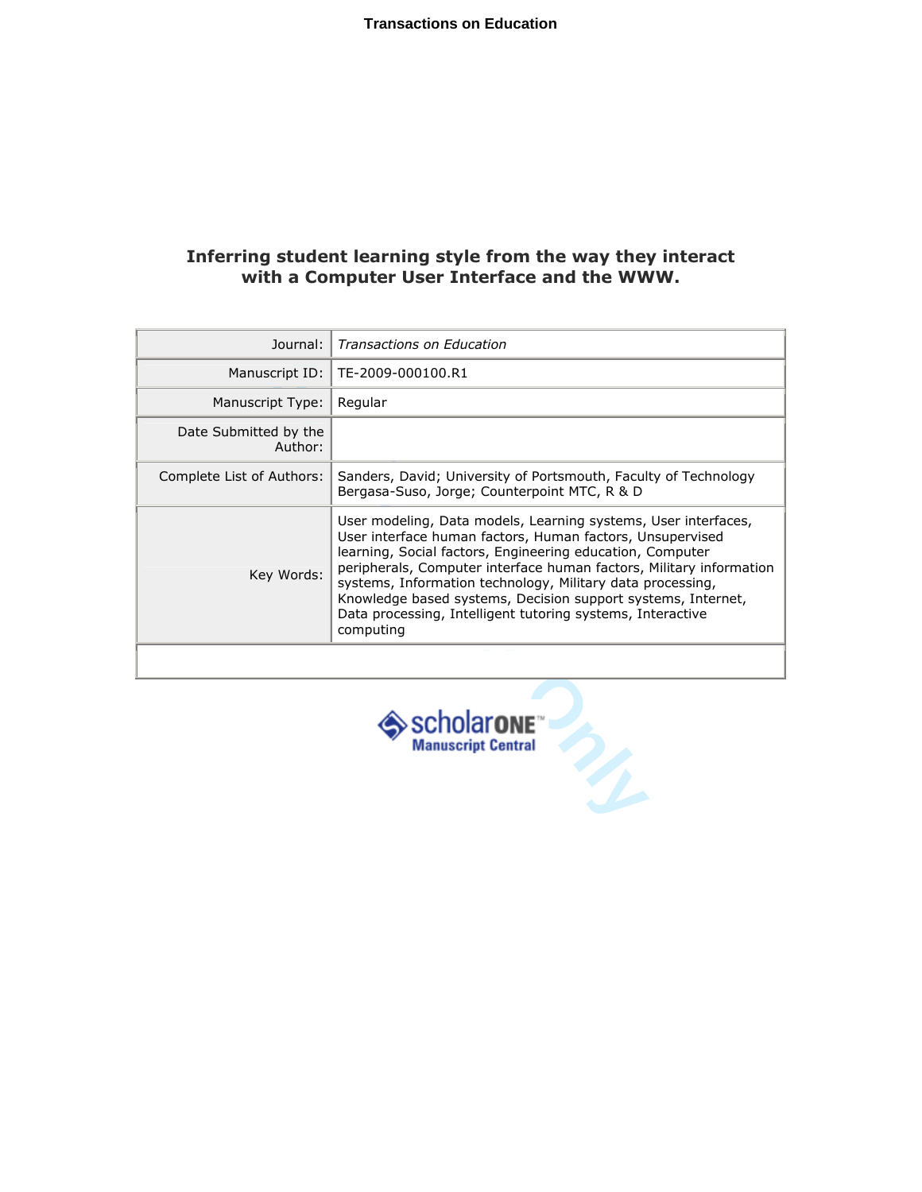# Inferring student learning style from the way they interact with a Computer User Interface and the WWW.

| | |
|---|---|
| Journal: | *Transactions on Education* |
| Manuscript ID: | TE-2009-000100.R1 |
| Manuscript Type: | Regular |
| Date Submitted by the Author: | |
| Complete List of Authors: | Sanders, David; University of Portsmouth, Faculty of Technology<br>Bergasa-Suso, Jorge; Counterpoint MTC, R & D |
| Key Words: | User modeling, Data models, Learning systems, User interfaces, User interface human factors, Human factors, Unsupervised learning, Social factors, Engineering education, Computer peripherals, Computer interface human factors, Military information systems, Information technology, Military data processing, Knowledge based systems, Decision support systems, Internet, Data processing, Intelligent tutoring systems, Interactive computing |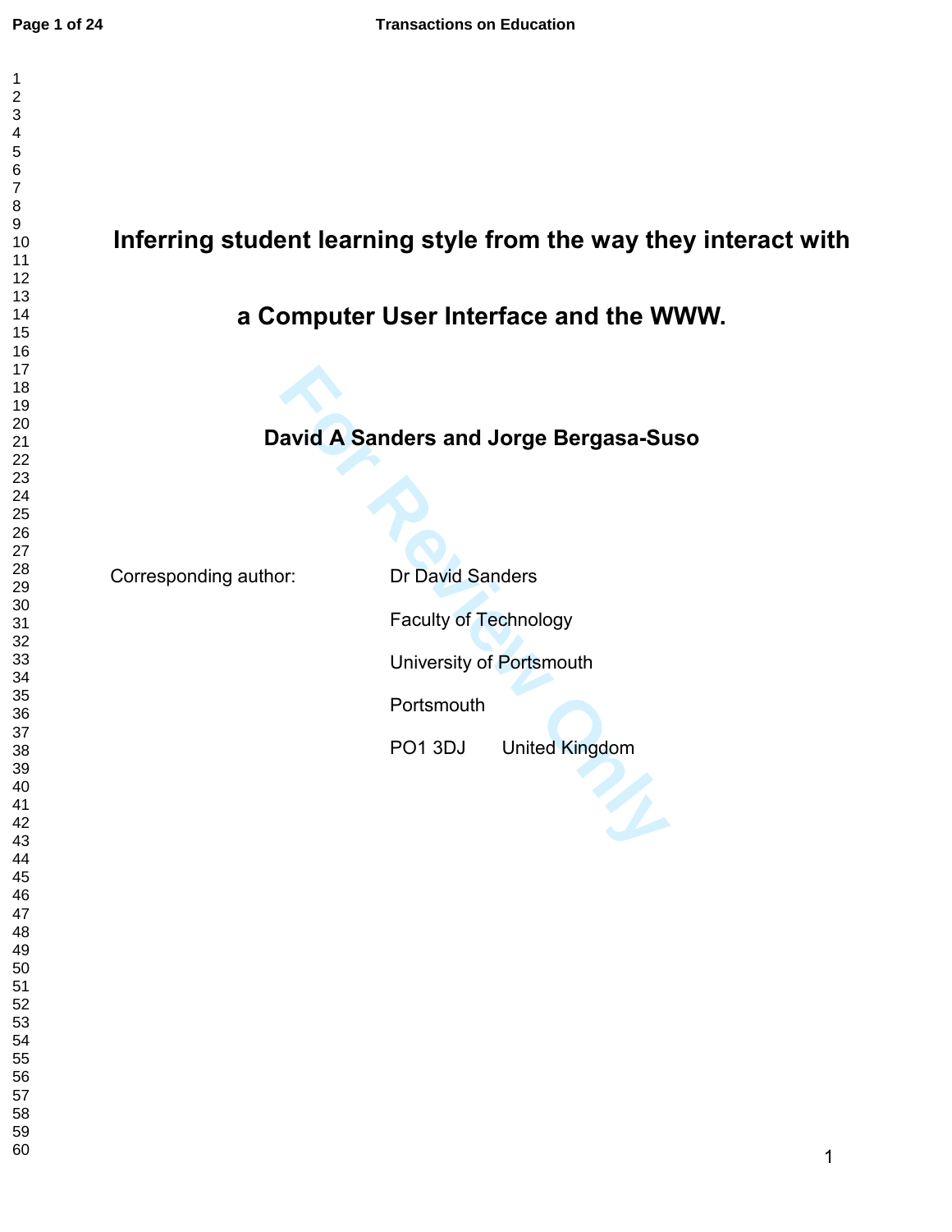# Inferring student learning style from the way they interact with a Computer User Interface and the WWW.

**David A Sanders and Jorge Bergasa-Suso**

Corresponding author: Dr David Sanders

Faculty of Technology

University of Portsmouth

Portsmouth

PO1 3DJ United Kingdom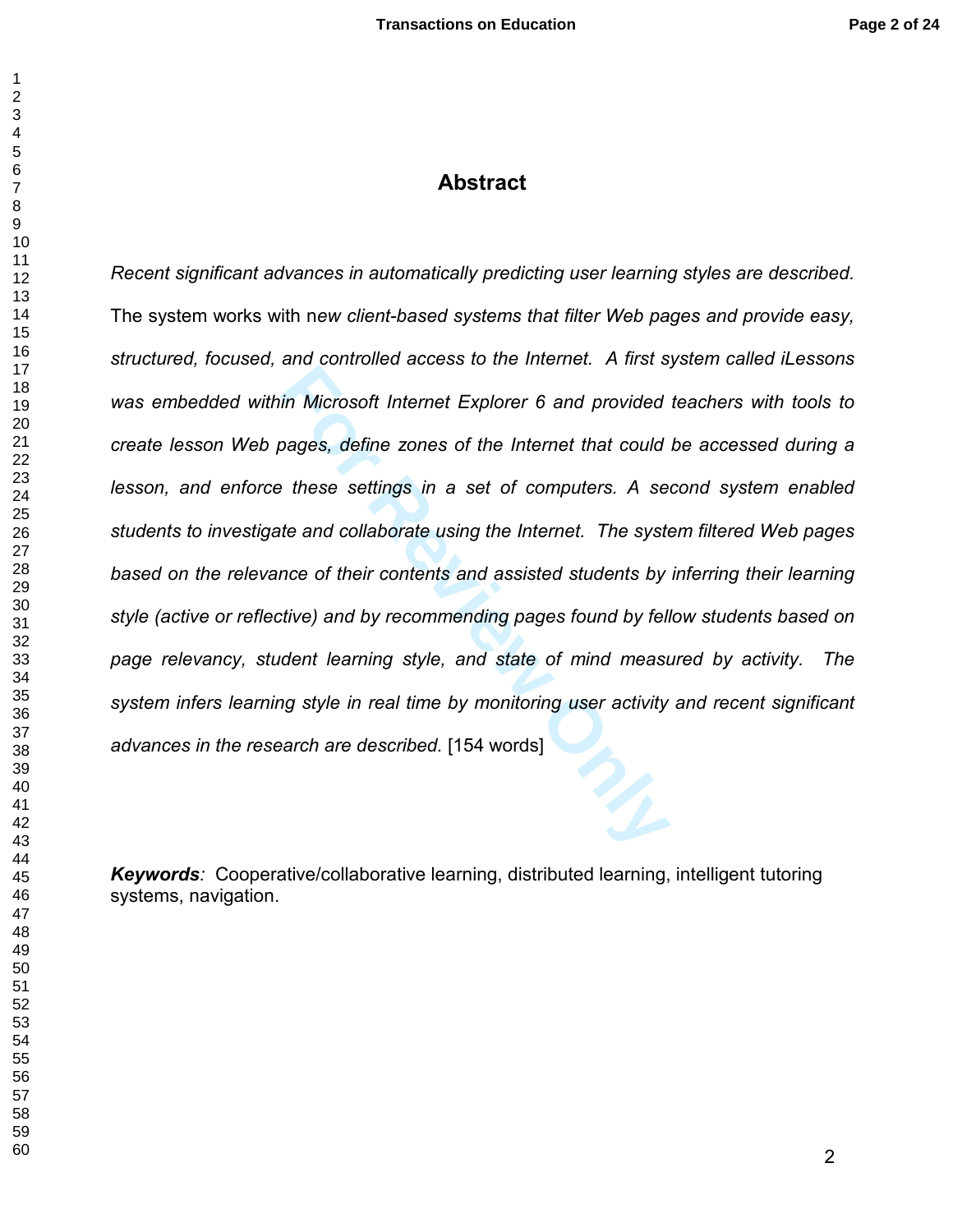# Abstract

*Recent significant advances in automatically predicting user learning styles are described.* The system works with n*ew client-based systems that filter Web pages and provide easy, structured, focused, and controlled access to the Internet. A first system called iLessons was embedded within Microsoft Internet Explorer 6 and provided teachers with tools to create lesson Web pages, define zones of the Internet that could be accessed during a lesson, and enforce these settings in a set of computers. A second system enabled students to investigate and collaborate using the Internet. The system filtered Web pages based on the relevance of their contents and assisted students by inferring their learning style (active or reflective) and by recommending pages found by fellow students based on page relevancy, student learning style, and state of mind measured by activity. The system infers learning style in real time by monitoring user activity and recent significant advances in the research are described.* [154 words]

***Keywords****:* Cooperative/collaborative learning, distributed learning, intelligent tutoring systems, navigation.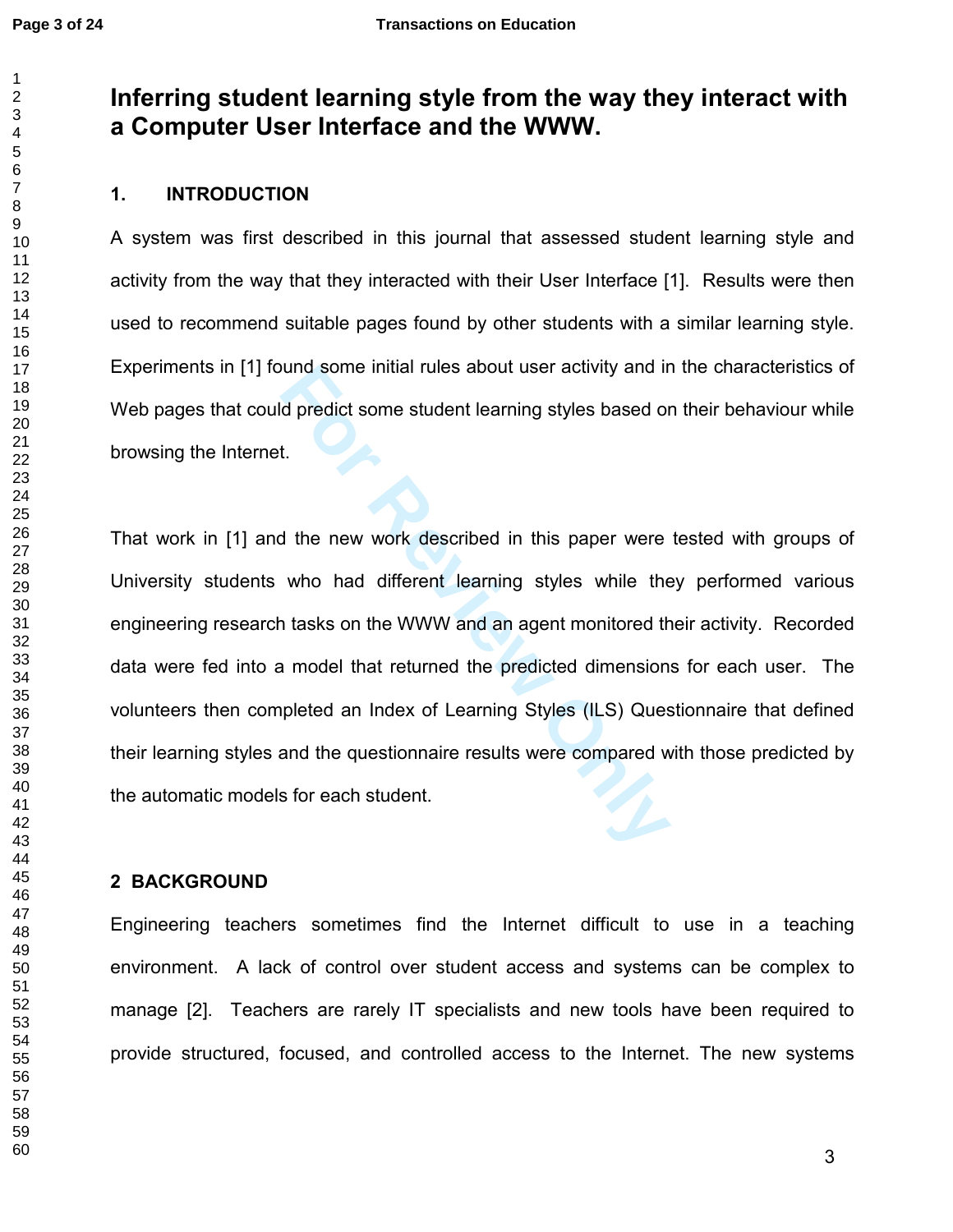# Inferring student learning style from the way they interact with a Computer User Interface and the WWW.

## 1. INTRODUCTION

A system was first described in this journal that assessed student learning style and activity from the way that they interacted with their User Interface [1]. Results were then used to recommend suitable pages found by other students with a similar learning style. Experiments in [1] found some initial rules about user activity and in the characteristics of Web pages that could predict some student learning styles based on their behaviour while browsing the Internet.

That work in [1] and the new work described in this paper were tested with groups of University students who had different learning styles while they performed various engineering research tasks on the WWW and an agent monitored their activity. Recorded data were fed into a model that returned the predicted dimensions for each user. The volunteers then completed an Index of Learning Styles (ILS) Questionnaire that defined their learning styles and the questionnaire results were compared with those predicted by the automatic models for each student.

## 2 BACKGROUND

Engineering teachers sometimes find the Internet difficult to use in a teaching environment. A lack of control over student access and systems can be complex to manage [2]. Teachers are rarely IT specialists and new tools have been required to provide structured, focused, and controlled access to the Internet. The new systems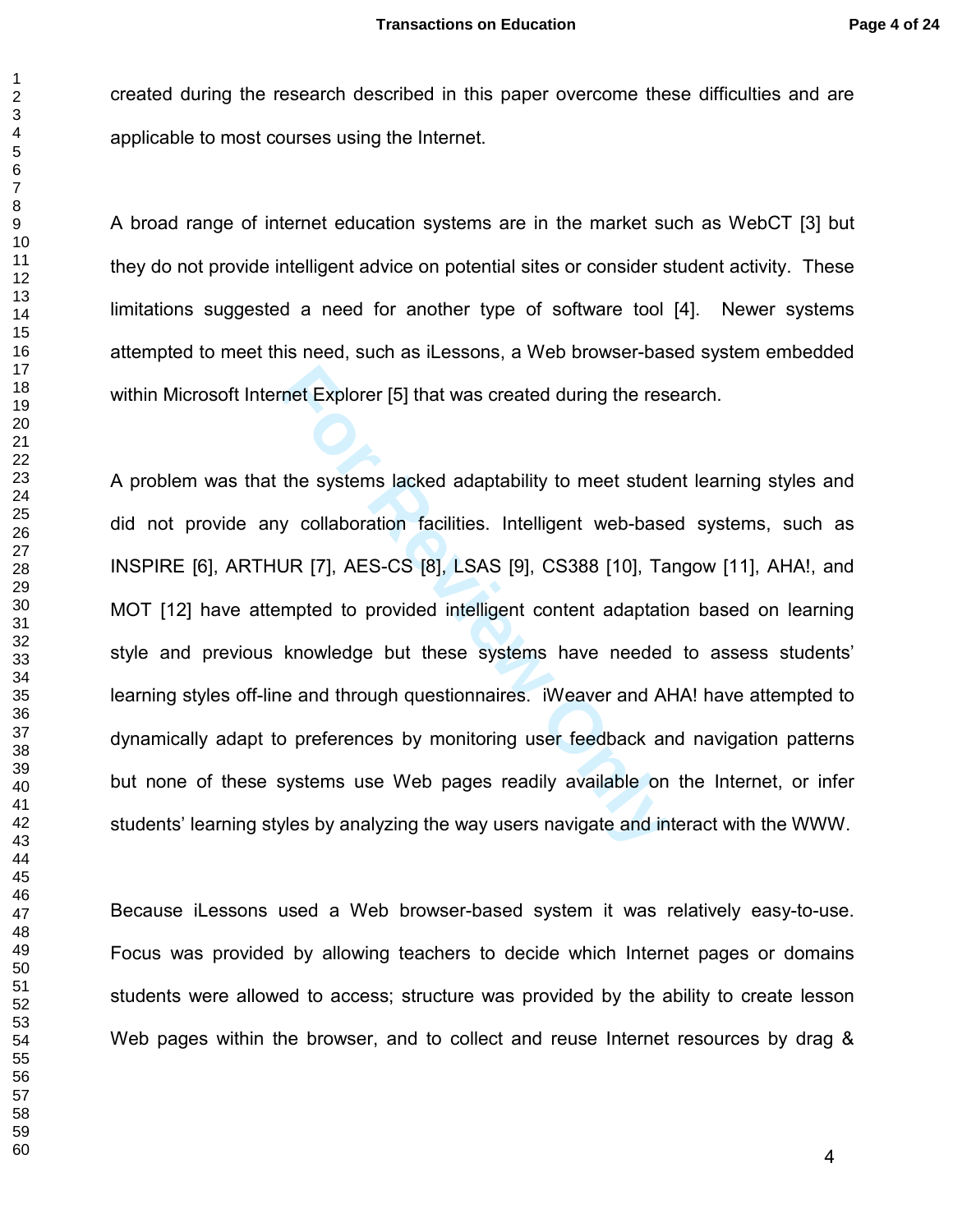created during the research described in this paper overcome these difficulties and are applicable to most courses using the Internet.

A broad range of internet education systems are in the market such as WebCT [3] but they do not provide intelligent advice on potential sites or consider student activity. These limitations suggested a need for another type of software tool [4]. Newer systems attempted to meet this need, such as iLessons, a Web browser-based system embedded within Microsoft Internet Explorer [5] that was created during the research.

A problem was that the systems lacked adaptability to meet student learning styles and did not provide any collaboration facilities. Intelligent web-based systems, such as INSPIRE [6], ARTHUR [7], AES-CS [8], LSAS [9], CS388 [10], Tangow [11], AHA!, and MOT [12] have attempted to provided intelligent content adaptation based on learning style and previous knowledge but these systems have needed to assess students' learning styles off-line and through questionnaires. iWeaver and AHA! have attempted to dynamically adapt to preferences by monitoring user feedback and navigation patterns but none of these systems use Web pages readily available on the Internet, or infer students' learning styles by analyzing the way users navigate and interact with the WWW.

Because iLessons used a Web browser-based system it was relatively easy-to-use. Focus was provided by allowing teachers to decide which Internet pages or domains students were allowed to access; structure was provided by the ability to create lesson Web pages within the browser, and to collect and reuse Internet resources by drag &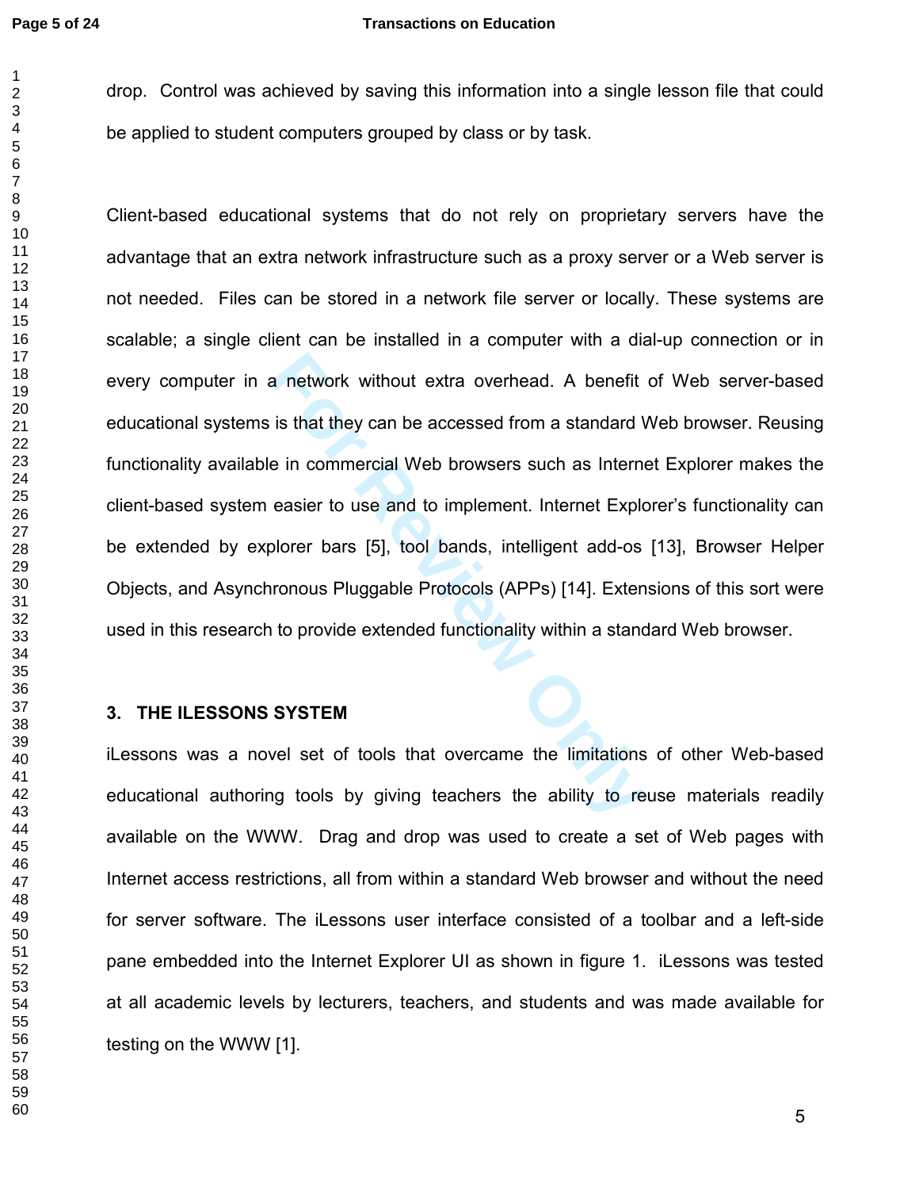drop. Control was achieved by saving this information into a single lesson file that could be applied to student computers grouped by class or by task.

Client-based educational systems that do not rely on proprietary servers have the advantage that an extra network infrastructure such as a proxy server or a Web server is not needed. Files can be stored in a network file server or locally. These systems are scalable; a single client can be installed in a computer with a dial-up connection or in every computer in a network without extra overhead. A benefit of Web server-based educational systems is that they can be accessed from a standard Web browser. Reusing functionality available in commercial Web browsers such as Internet Explorer makes the client-based system easier to use and to implement. Internet Explorer's functionality can be extended by explorer bars [5], tool bands, intelligent add-os [13], Browser Helper Objects, and Asynchronous Pluggable Protocols (APPs) [14]. Extensions of this sort were used in this research to provide extended functionality within a standard Web browser.

## 3. THE ILESSONS SYSTEM

iLessons was a novel set of tools that overcame the limitations of other Web-based educational authoring tools by giving teachers the ability to reuse materials readily available on the WWW. Drag and drop was used to create a set of Web pages with Internet access restrictions, all from within a standard Web browser and without the need for server software. The iLessons user interface consisted of a toolbar and a left-side pane embedded into the Internet Explorer UI as shown in figure 1. iLessons was tested at all academic levels by lecturers, teachers, and students and was made available for testing on the WWW [1].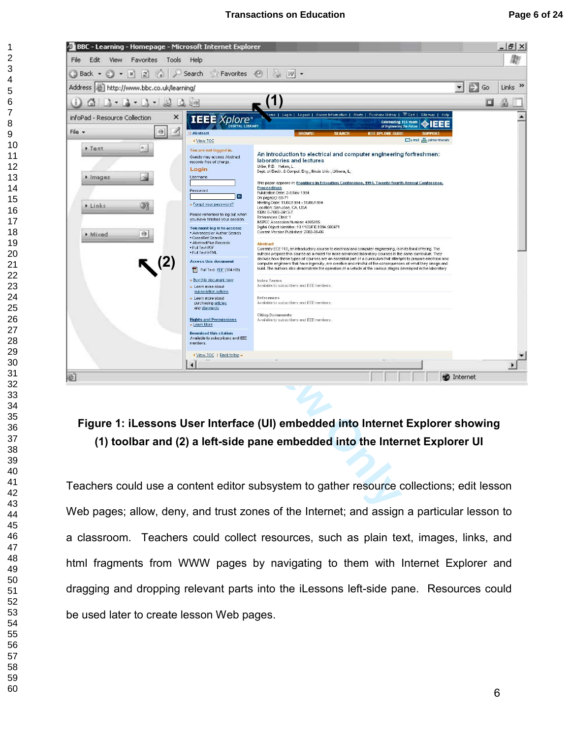**Figure 1: iLessons User Interface (UI) embedded into Internet Explorer showing (1) toolbar and (2) a left-side pane embedded into the Internet Explorer UI**

Teachers could use a content editor subsystem to gather resource collections; edit lesson Web pages; allow, deny, and trust zones of the Internet; and assign a particular lesson to a classroom. Teachers could collect resources, such as plain text, images, links, and html fragments from WWW pages by navigating to them with Internet Explorer and dragging and dropping relevant parts into the iLessons left-side pane. Resources could be used later to create lesson Web pages.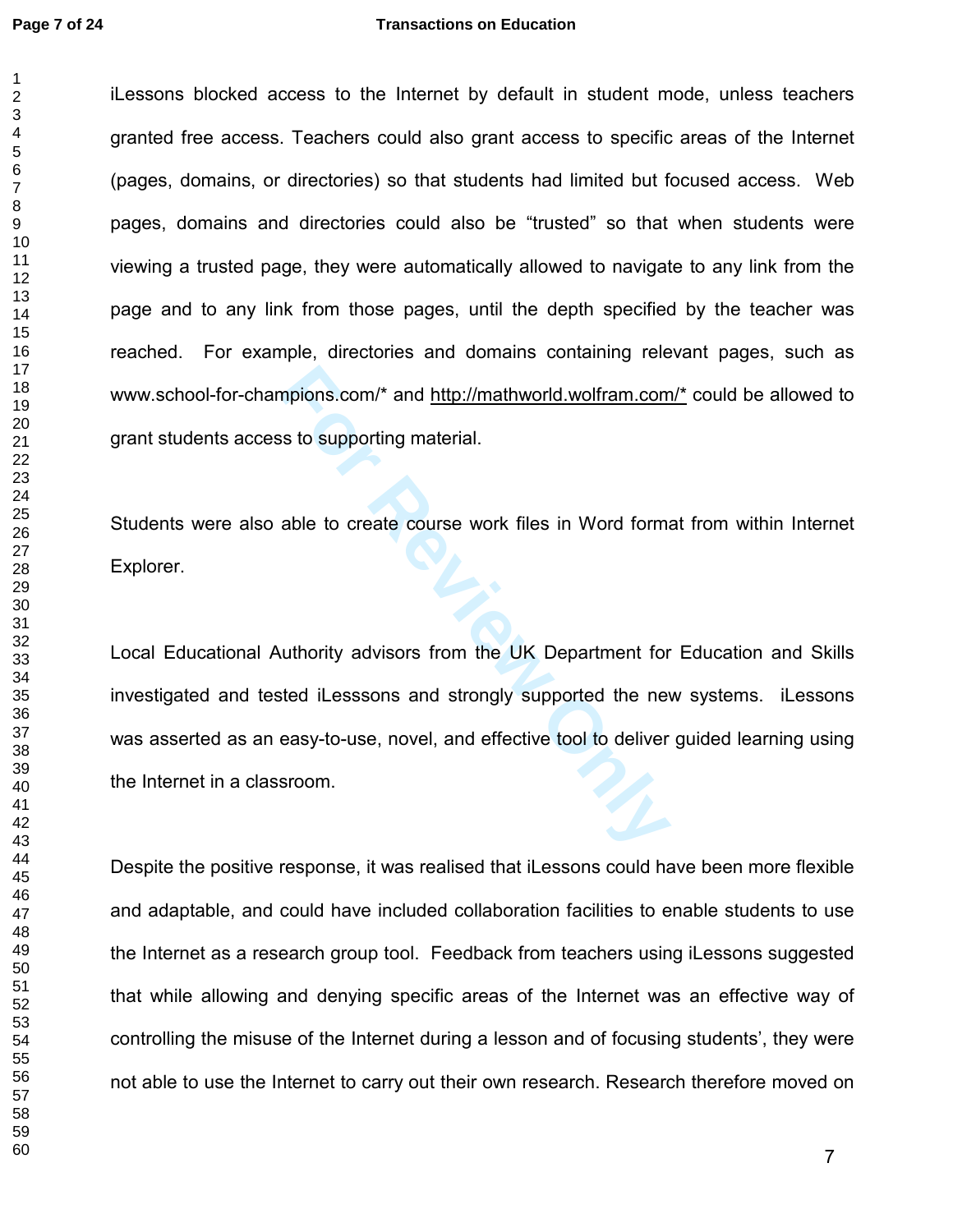iLessons blocked access to the Internet by default in student mode, unless teachers granted free access. Teachers could also grant access to specific areas of the Internet (pages, domains, or directories) so that students had limited but focused access. Web pages, domains and directories could also be “trusted” so that when students were viewing a trusted page, they were automatically allowed to navigate to any link from the page and to any link from those pages, until the depth specified by the teacher was reached. For example, directories and domains containing relevant pages, such as www.school-for-champions.com/* and http://mathworld.wolfram.com/* could be allowed to grant students access to supporting material.

Students were also able to create course work files in Word format from within Internet Explorer.

Local Educational Authority advisors from the UK Department for Education and Skills investigated and tested iLesssons and strongly supported the new systems. iLessons was asserted as an easy-to-use, novel, and effective tool to deliver guided learning using the Internet in a classroom.

Despite the positive response, it was realised that iLessons could have been more flexible and adaptable, and could have included collaboration facilities to enable students to use the Internet as a research group tool. Feedback from teachers using iLessons suggested that while allowing and denying specific areas of the Internet was an effective way of controlling the misuse of the Internet during a lesson and of focusing students’, they were not able to use the Internet to carry out their own research. Research therefore moved on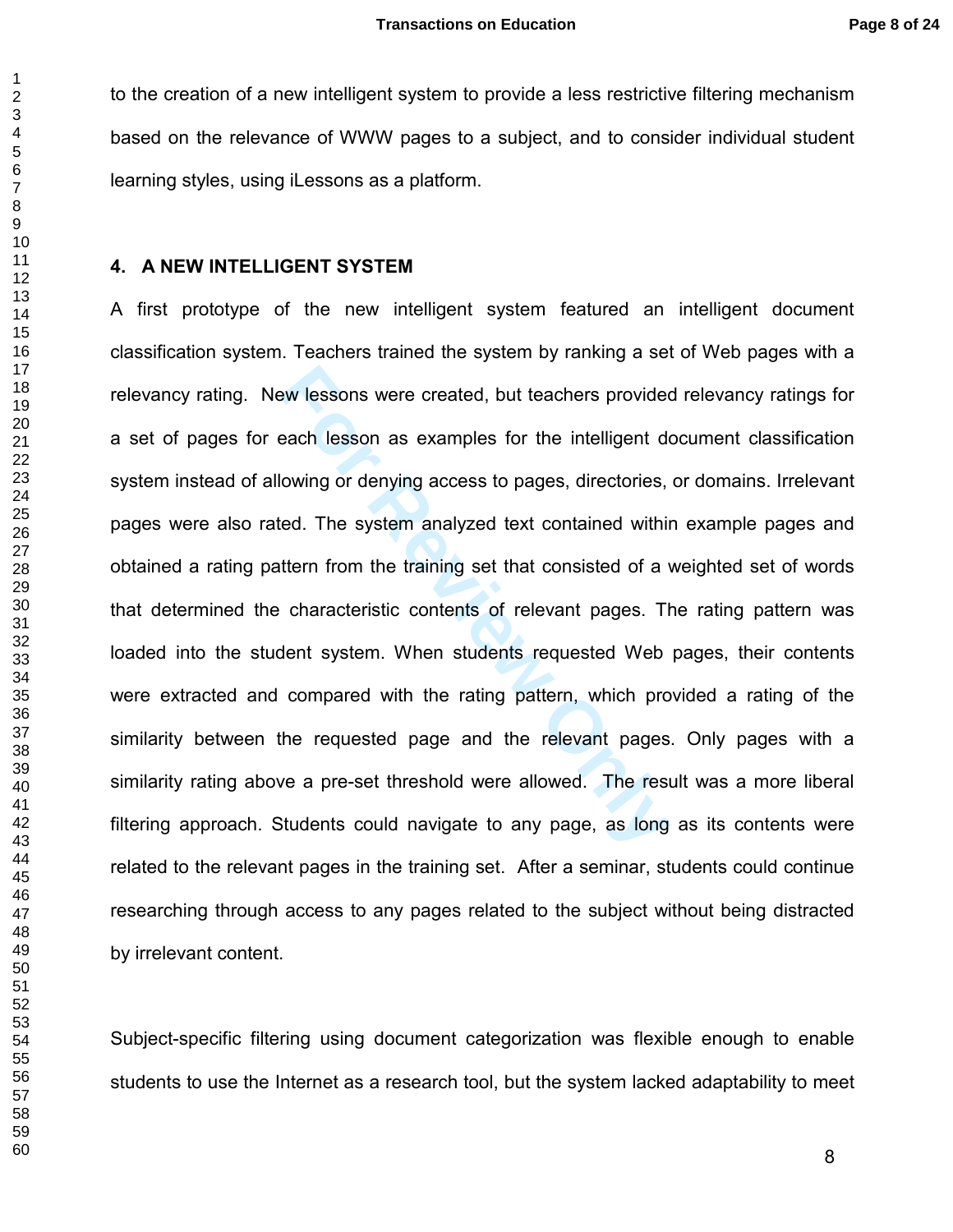to the creation of a new intelligent system to provide a less restrictive filtering mechanism based on the relevance of WWW pages to a subject, and to consider individual student learning styles, using iLessons as a platform.

## 4. A NEW INTELLIGENT SYSTEM

A first prototype of the new intelligent system featured an intelligent document classification system. Teachers trained the system by ranking a set of Web pages with a relevancy rating. New lessons were created, but teachers provided relevancy ratings for a set of pages for each lesson as examples for the intelligent document classification system instead of allowing or denying access to pages, directories, or domains. Irrelevant pages were also rated. The system analyzed text contained within example pages and obtained a rating pattern from the training set that consisted of a weighted set of words that determined the characteristic contents of relevant pages. The rating pattern was loaded into the student system. When students requested Web pages, their contents were extracted and compared with the rating pattern, which provided a rating of the similarity between the requested page and the relevant pages. Only pages with a similarity rating above a pre-set threshold were allowed. The result was a more liberal filtering approach. Students could navigate to any page, as long as its contents were related to the relevant pages in the training set. After a seminar, students could continue researching through access to any pages related to the subject without being distracted by irrelevant content.

Subject-specific filtering using document categorization was flexible enough to enable students to use the Internet as a research tool, but the system lacked adaptability to meet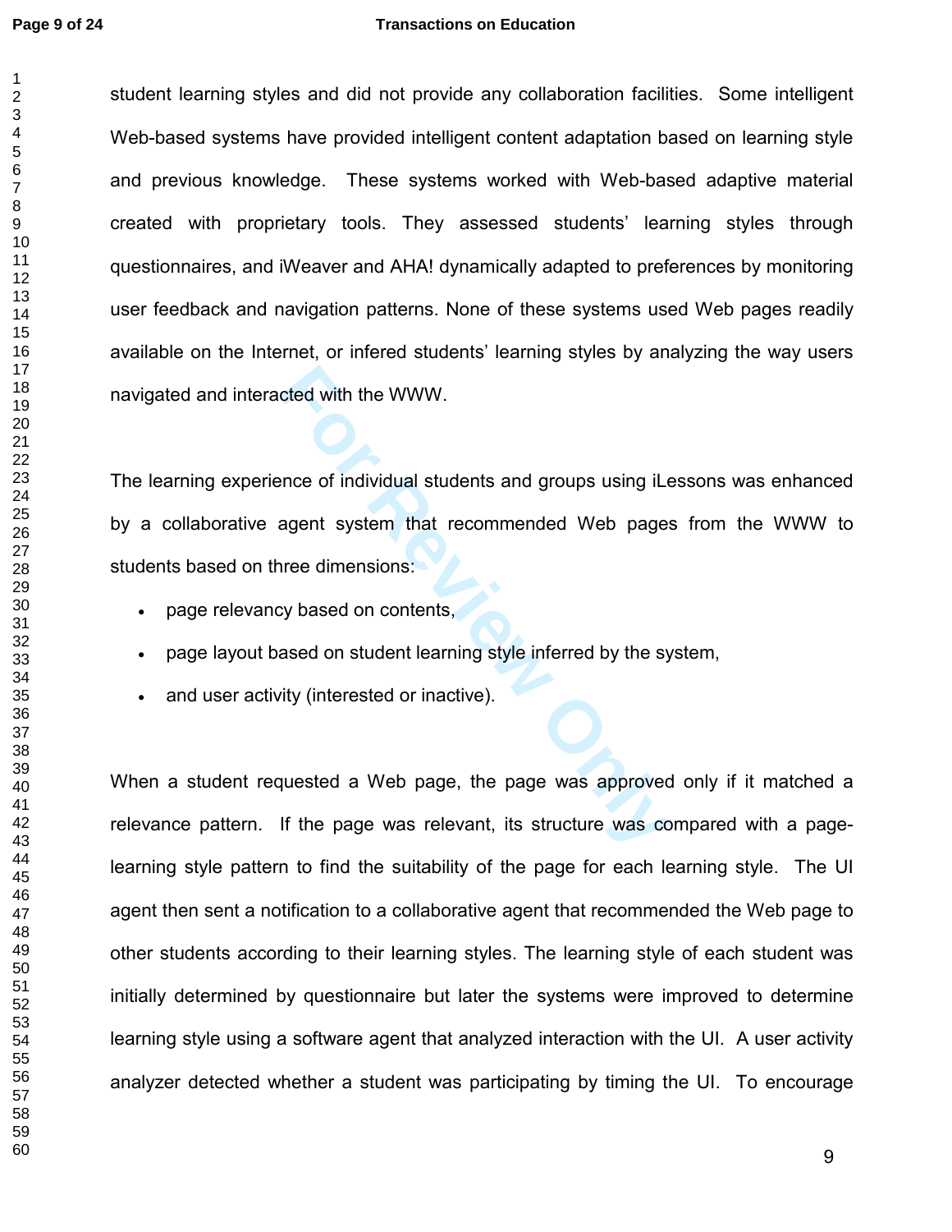student learning styles and did not provide any collaboration facilities. Some intelligent Web-based systems have provided intelligent content adaptation based on learning style and previous knowledge. These systems worked with Web-based adaptive material created with proprietary tools. They assessed students' learning styles through questionnaires, and iWeaver and AHA! dynamically adapted to preferences by monitoring user feedback and navigation patterns. None of these systems used Web pages readily available on the Internet, or infered students' learning styles by analyzing the way users navigated and interacted with the WWW.

The learning experience of individual students and groups using iLessons was enhanced by a collaborative agent system that recommended Web pages from the WWW to students based on three dimensions:

- page relevancy based on contents,
- page layout based on student learning style inferred by the system,
- and user activity (interested or inactive).

When a student requested a Web page, the page was approved only if it matched a relevance pattern. If the page was relevant, its structure was compared with a page-learning style pattern to find the suitability of the page for each learning style. The UI agent then sent a notification to a collaborative agent that recommended the Web page to other students according to their learning styles. The learning style of each student was initially determined by questionnaire but later the systems were improved to determine learning style using a software agent that analyzed interaction with the UI. A user activity analyzer detected whether a student was participating by timing the UI. To encourage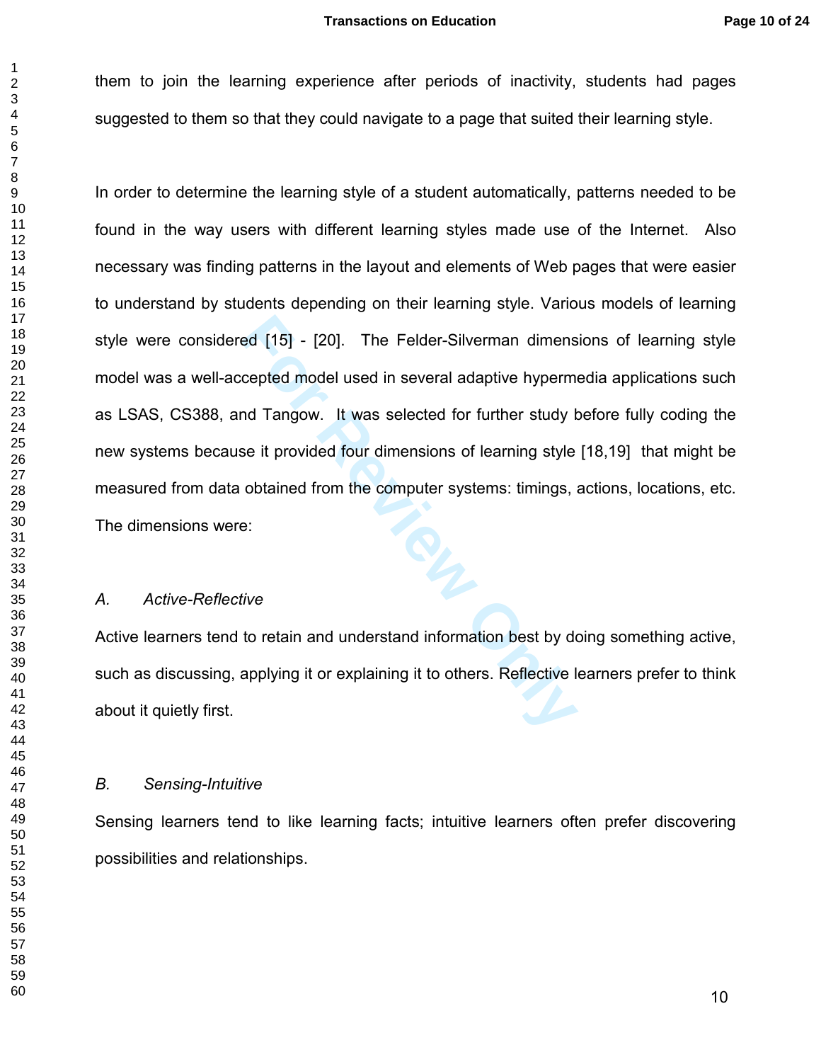them to join the learning experience after periods of inactivity, students had pages suggested to them so that they could navigate to a page that suited their learning style.

In order to determine the learning style of a student automatically, patterns needed to be found in the way users with different learning styles made use of the Internet. Also necessary was finding patterns in the layout and elements of Web pages that were easier to understand by students depending on their learning style. Various models of learning style were considered [15] - [20]. The Felder-Silverman dimensions of learning style model was a well-accepted model used in several adaptive hypermedia applications such as LSAS, CS388, and Tangow. It was selected for further study before fully coding the new systems because it provided four dimensions of learning style [18,19] that might be measured from data obtained from the computer systems: timings, actions, locations, etc. The dimensions were:

*A. Active-Reflective*

Active learners tend to retain and understand information best by doing something active, such as discussing, applying it or explaining it to others. Reflective learners prefer to think about it quietly first.

*B. Sensing-Intuitive*

Sensing learners tend to like learning facts; intuitive learners often prefer discovering possibilities and relationships.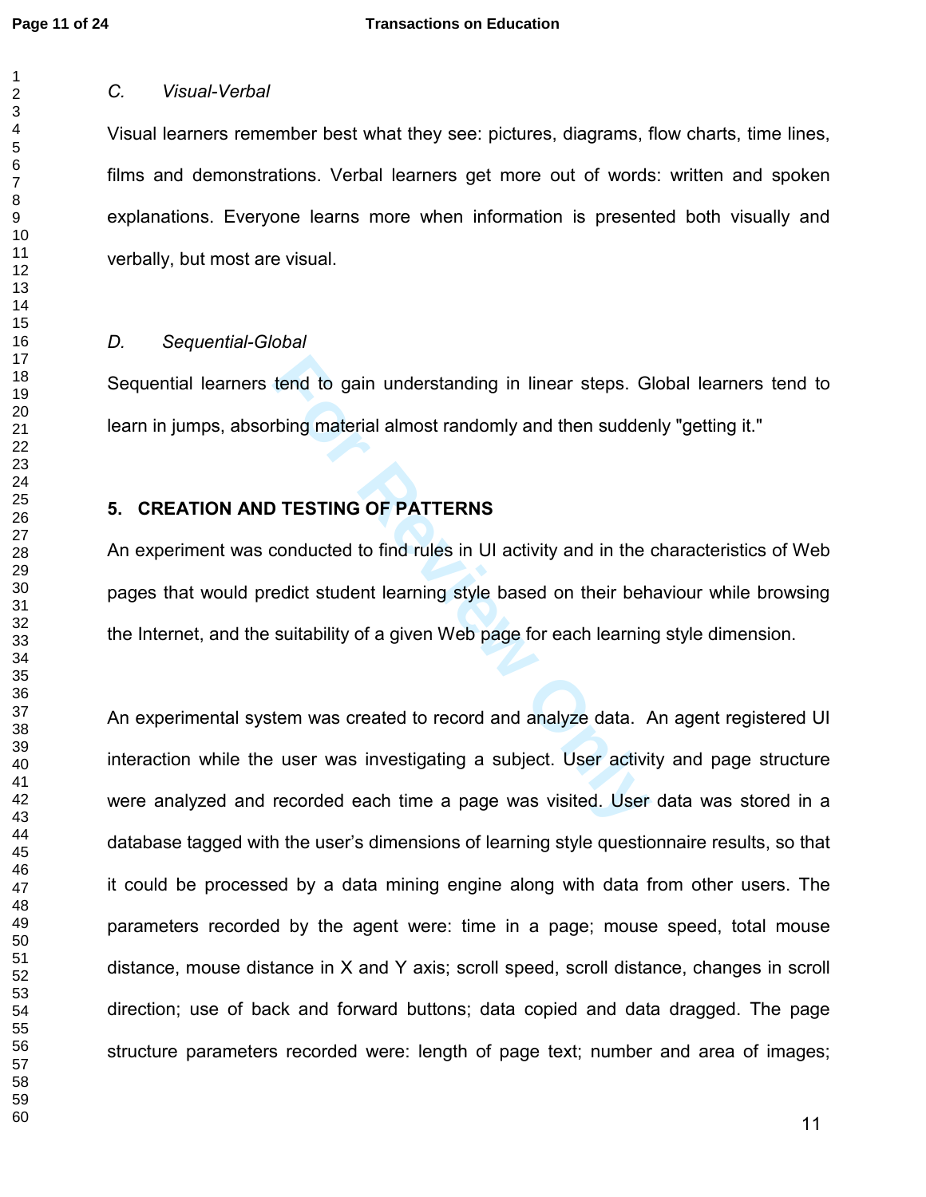### *C. Visual-Verbal*

Visual learners remember best what they see: pictures, diagrams, flow charts, time lines, films and demonstrations. Verbal learners get more out of words: written and spoken explanations. Everyone learns more when information is presented both visually and verbally, but most are visual.

### *D. Sequential-Global*

Sequential learners tend to gain understanding in linear steps. Global learners tend to learn in jumps, absorbing material almost randomly and then suddenly "getting it."

## 5. CREATION AND TESTING OF PATTERNS

An experiment was conducted to find rules in UI activity and in the characteristics of Web pages that would predict student learning style based on their behaviour while browsing the Internet, and the suitability of a given Web page for each learning style dimension.

An experimental system was created to record and analyze data. An agent registered UI interaction while the user was investigating a subject. User activity and page structure were analyzed and recorded each time a page was visited. User data was stored in a database tagged with the user's dimensions of learning style questionnaire results, so that it could be processed by a data mining engine along with data from other users. The parameters recorded by the agent were: time in a page; mouse speed, total mouse distance, mouse distance in X and Y axis; scroll speed, scroll distance, changes in scroll direction; use of back and forward buttons; data copied and data dragged. The page structure parameters recorded were: length of page text; number and area of images;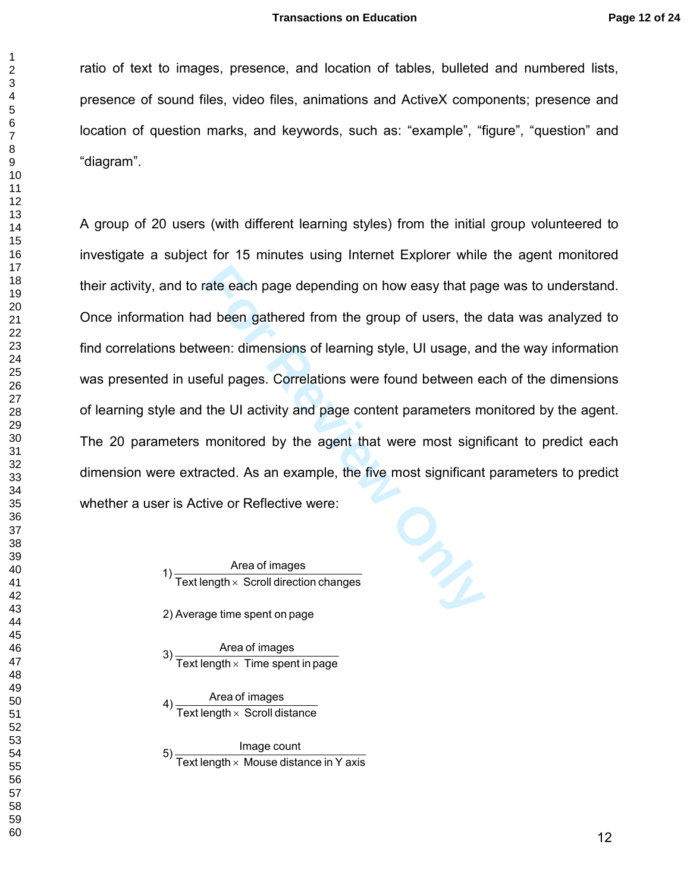ratio of text to images, presence, and location of tables, bulleted and numbered lists, presence of sound files, video files, animations and ActiveX components; presence and location of question marks, and keywords, such as: "example", "figure", "question" and "diagram".

A group of 20 users (with different learning styles) from the initial group volunteered to investigate a subject for 15 minutes using Internet Explorer while the agent monitored their activity, and to rate each page depending on how easy that page was to understand. Once information had been gathered from the group of users, the data was analyzed to find correlations between: dimensions of learning style, UI usage, and the way information was presented in useful pages. Correlations were found between each of the dimensions of learning style and the UI activity and page content parameters monitored by the agent. The 20 parameters monitored by the agent that were most significant to predict each dimension were extracted. As an example, the five most significant parameters to predict whether a user is Active or Reflective were:

1) $\dfrac{\text{Area of images}}{\text{Text length} \times \text{Scroll direction changes}}$

2) Average time spent on page

3) $\dfrac{\text{Area of images}}{\text{Text length} \times \text{Time spent in page}}$

4) $\dfrac{\text{Area of images}}{\text{Text length} \times \text{Scroll distance}}$

5) $\dfrac{\text{Image count}}{\text{Text length} \times \text{Mouse distance in Y axis}}$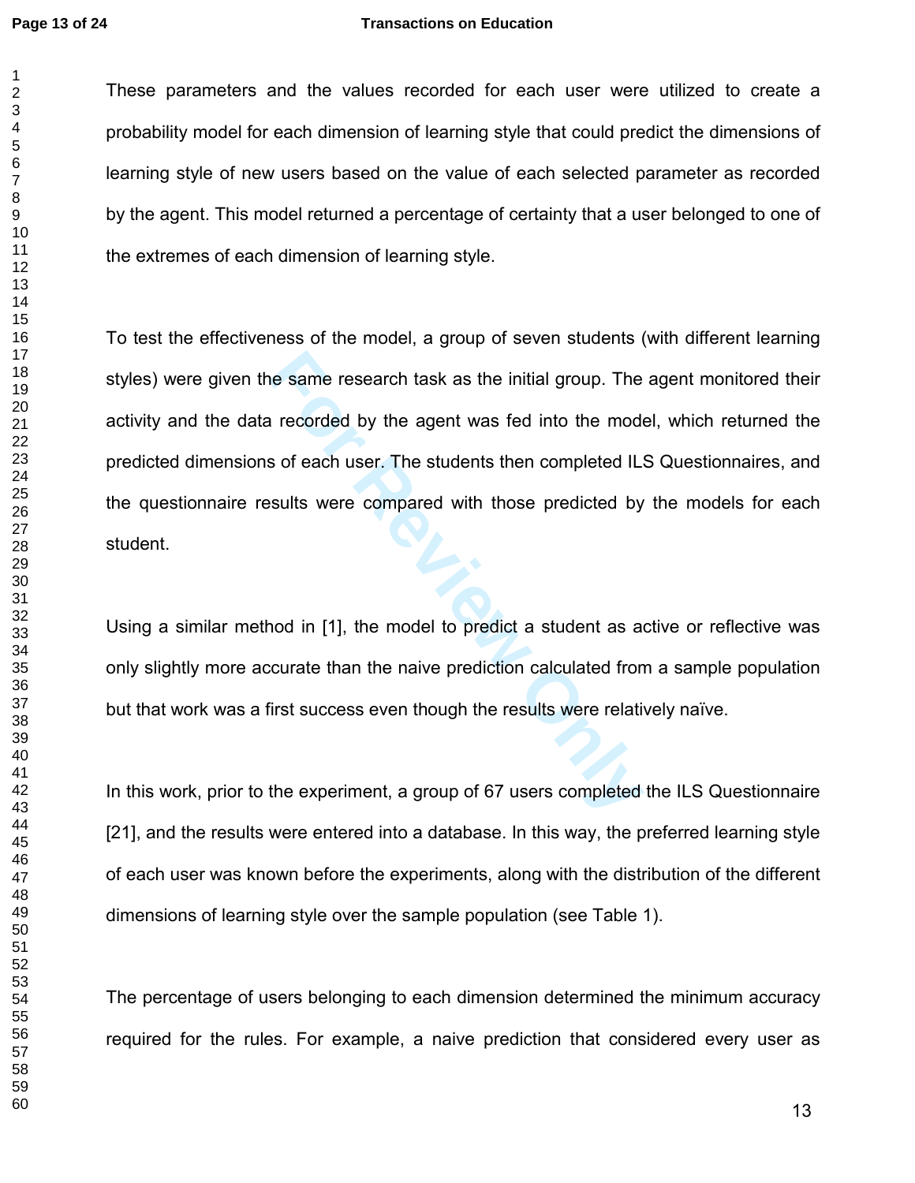These parameters and the values recorded for each user were utilized to create a probability model for each dimension of learning style that could predict the dimensions of learning style of new users based on the value of each selected parameter as recorded by the agent. This model returned a percentage of certainty that a user belonged to one of the extremes of each dimension of learning style.

To test the effectiveness of the model, a group of seven students (with different learning styles) were given the same research task as the initial group. The agent monitored their activity and the data recorded by the agent was fed into the model, which returned the predicted dimensions of each user. The students then completed ILS Questionnaires, and the questionnaire results were compared with those predicted by the models for each student.

Using a similar method in [1], the model to predict a student as active or reflective was only slightly more accurate than the naive prediction calculated from a sample population but that work was a first success even though the results were relatively naïve.

In this work, prior to the experiment, a group of 67 users completed the ILS Questionnaire [21], and the results were entered into a database. In this way, the preferred learning style of each user was known before the experiments, along with the distribution of the different dimensions of learning style over the sample population (see Table 1).

The percentage of users belonging to each dimension determined the minimum accuracy required for the rules. For example, a naive prediction that considered every user as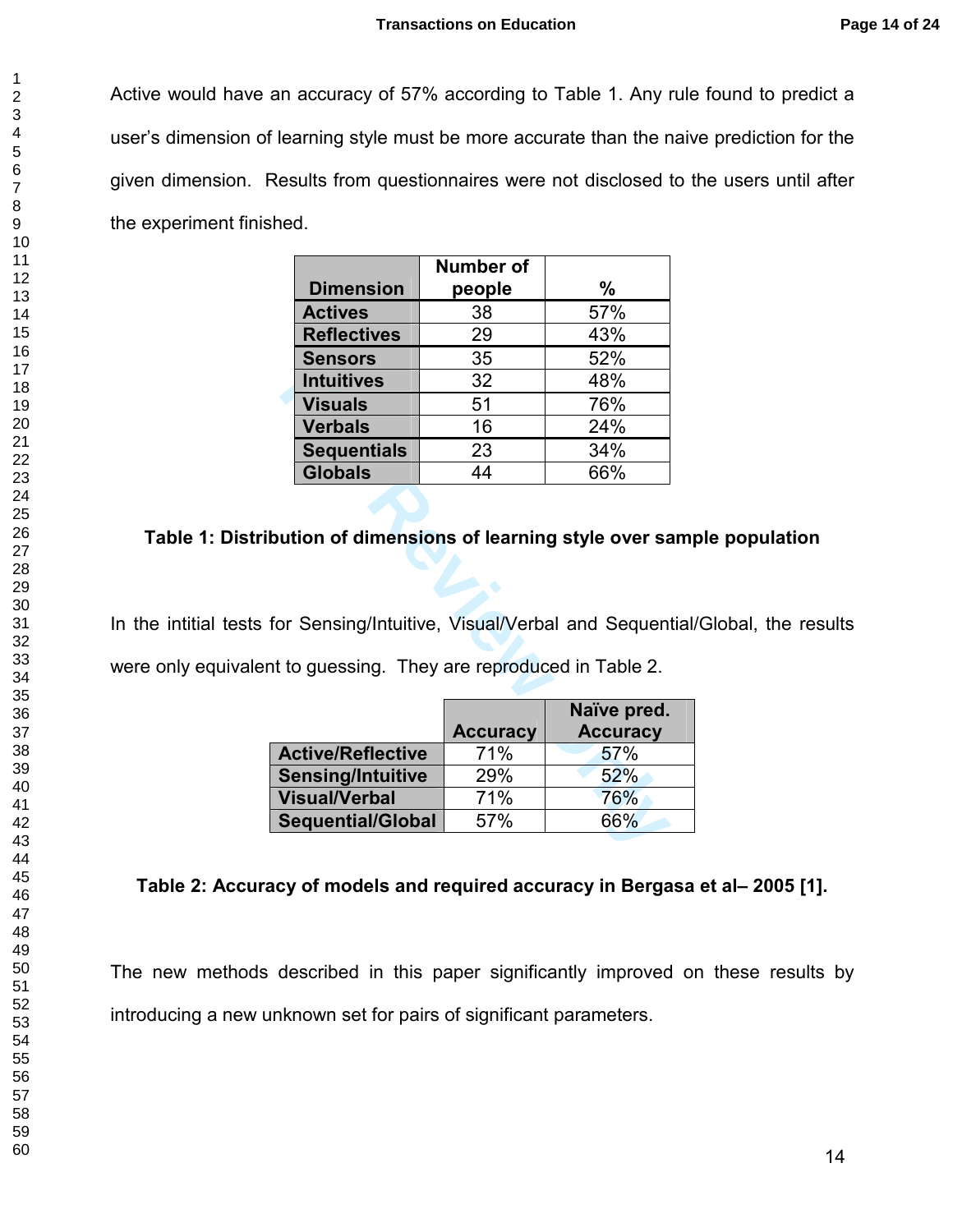Active would have an accuracy of 57% according to Table 1. Any rule found to predict a user's dimension of learning style must be more accurate than the naive prediction for the given dimension. Results from questionnaires were not disclosed to the users until after the experiment finished.

| Dimension | Number of people | % |
|---|---|---|
| Actives | 38 | 57% |
| Reflectives | 29 | 43% |
| Sensors | 35 | 52% |
| Intuitives | 32 | 48% |
| Visuals | 51 | 76% |
| Verbals | 16 | 24% |
| Sequentials | 23 | 34% |
| Globals | 44 | 66% |

**Table 1: Distribution of dimensions of learning style over sample population**

In the intitial tests for Sensing/Intuitive, Visual/Verbal and Sequential/Global, the results were only equivalent to guessing. They are reproduced in Table 2.

| | Accuracy | Naïve pred. Accuracy |
|---|---|---|
| Active/Reflective | 71% | 57% |
| Sensing/Intuitive | 29% | 52% |
| Visual/Verbal | 71% | 76% |
| Sequential/Global | 57% | 66% |

**Table 2: Accuracy of models and required accuracy in Bergasa et al– 2005 [1].**

The new methods described in this paper significantly improved on these results by introducing a new unknown set for pairs of significant parameters.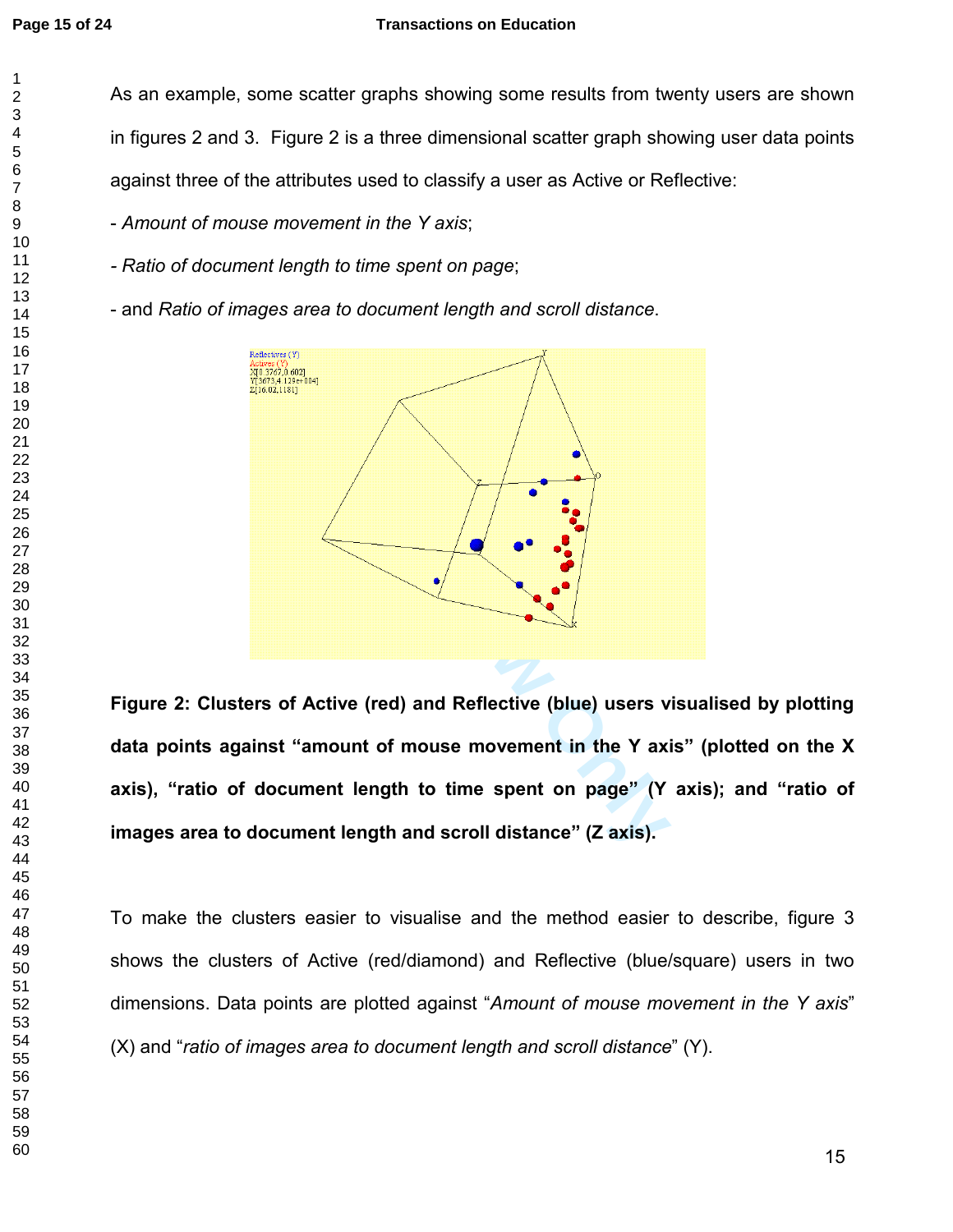As an example, some scatter graphs showing some results from twenty users are shown in figures 2 and 3. Figure 2 is a three dimensional scatter graph showing user data points against three of the attributes used to classify a user as Active or Reflective:

- *Amount of mouse movement in the Y axis*;

- *Ratio of document length to time spent on page*;

- and *Ratio of images area to document length and scroll distance*.

**Figure 2: Clusters of Active (red) and Reflective (blue) users visualised by plotting data points against "amount of mouse movement in the Y axis" (plotted on the X axis), "ratio of document length to time spent on page" (Y axis); and "ratio of images area to document length and scroll distance" (Z axis).**

To make the clusters easier to visualise and the method easier to describe, figure 3 shows the clusters of Active (red/diamond) and Reflective (blue/square) users in two dimensions. Data points are plotted against "*Amount of mouse movement in the Y axis*" (X) and "*ratio of images area to document length and scroll distance*" (Y).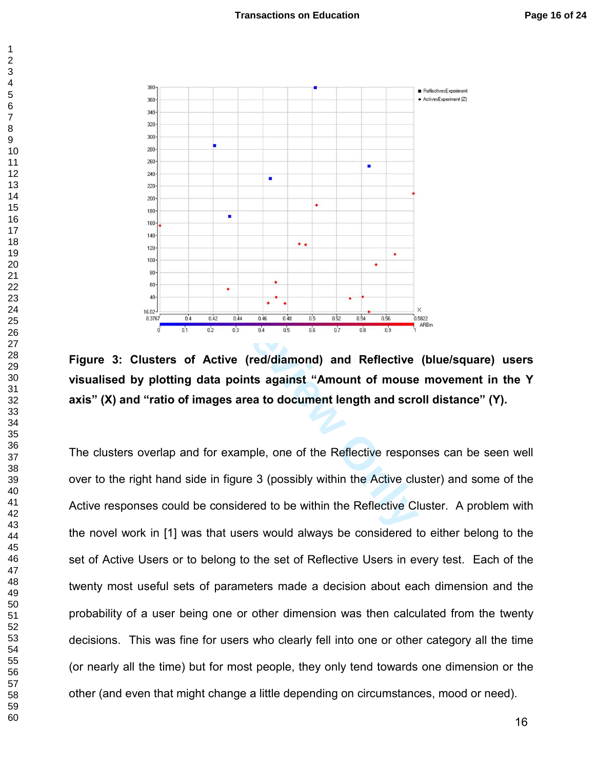**Figure 3: Clusters of Active (red/diamond) and Reflective (blue/square) users visualised by plotting data points against "Amount of mouse movement in the Y axis" (X) and "ratio of images area to document length and scroll distance" (Y).**

The clusters overlap and for example, one of the Reflective responses can be seen well over to the right hand side in figure 3 (possibly within the Active cluster) and some of the Active responses could be considered to be within the Reflective Cluster. A problem with the novel work in [1] was that users would always be considered to either belong to the set of Active Users or to belong to the set of Reflective Users in every test. Each of the twenty most useful sets of parameters made a decision about each dimension and the probability of a user being one or other dimension was then calculated from the twenty decisions. This was fine for users who clearly fell into one or other category all the time (or nearly all the time) but for most people, they only tend towards one dimension or the other (and even that might change a little depending on circumstances, mood or need).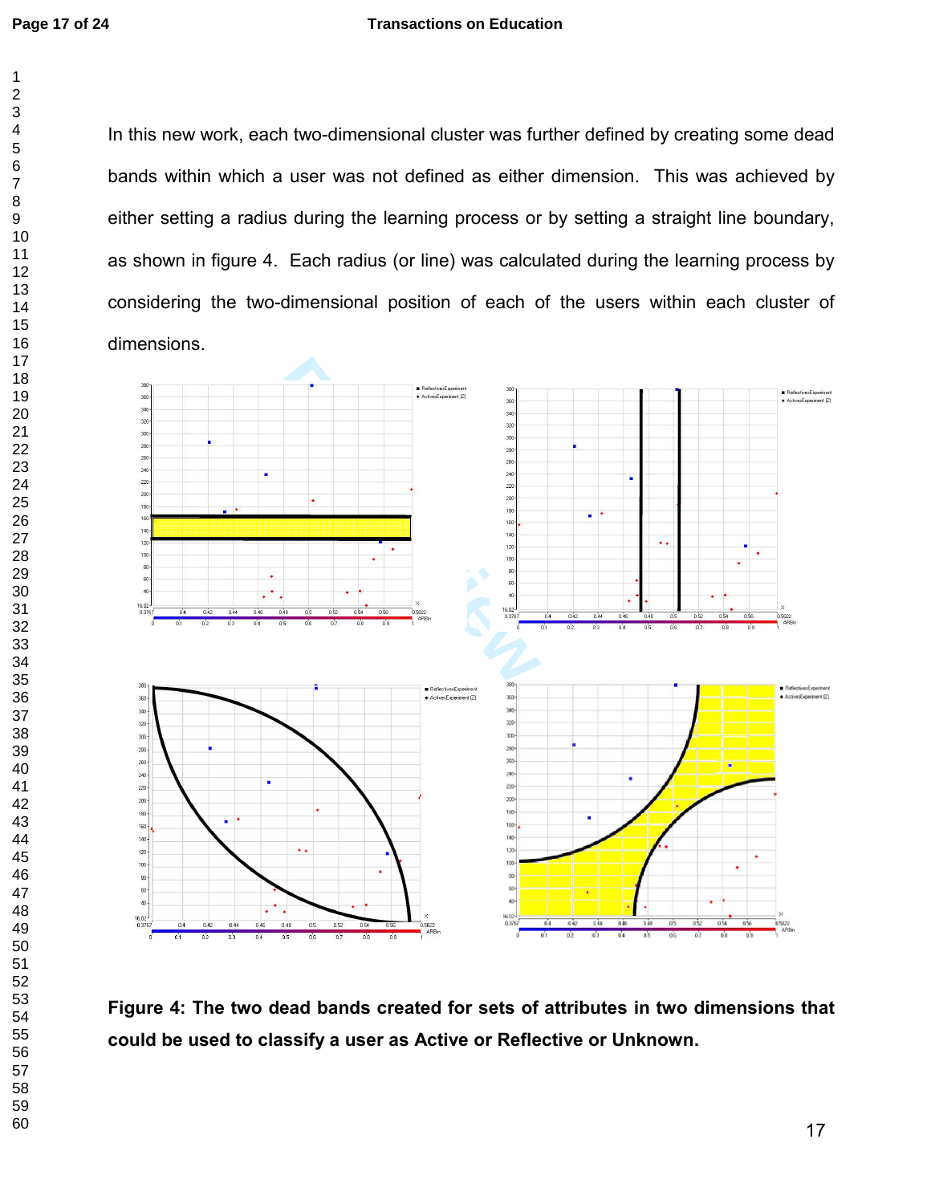In this new work, each two-dimensional cluster was further defined by creating some dead bands within which a user was not defined as either dimension. This was achieved by either setting a radius during the learning process or by setting a straight line boundary, as shown in figure 4. Each radius (or line) was calculated during the learning process by considering the two-dimensional position of each of the users within each cluster of dimensions.

**Figure 4: The two dead bands created for sets of attributes in two dimensions that could be used to classify a user as Active or Reflective or Unknown.**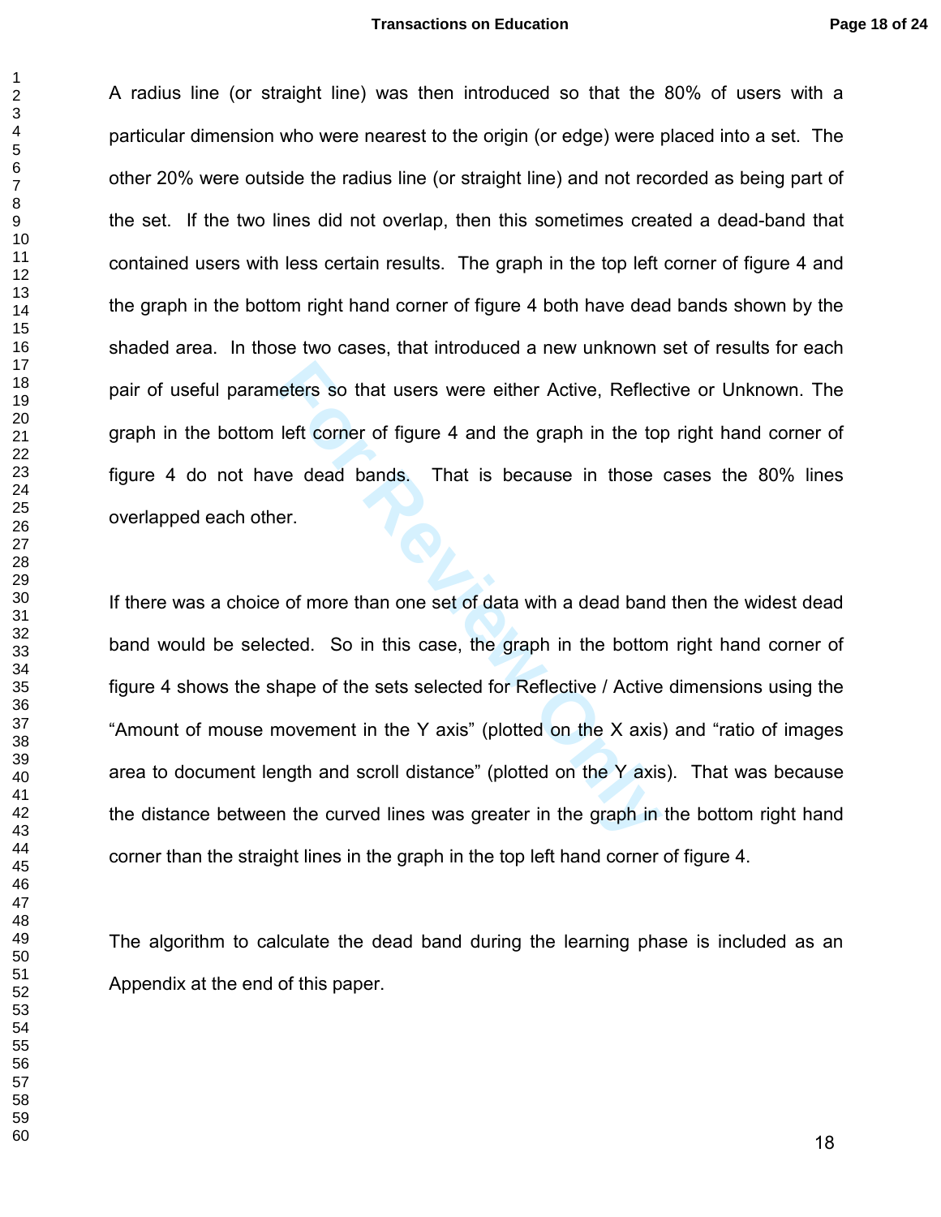A radius line (or straight line) was then introduced so that the 80% of users with a particular dimension who were nearest to the origin (or edge) were placed into a set. The other 20% were outside the radius line (or straight line) and not recorded as being part of the set. If the two lines did not overlap, then this sometimes created a dead-band that contained users with less certain results. The graph in the top left corner of figure 4 and the graph in the bottom right hand corner of figure 4 both have dead bands shown by the shaded area. In those two cases, that introduced a new unknown set of results for each pair of useful parameters so that users were either Active, Reflective or Unknown. The graph in the bottom left corner of figure 4 and the graph in the top right hand corner of figure 4 do not have dead bands. That is because in those cases the 80% lines overlapped each other.

If there was a choice of more than one set of data with a dead band then the widest dead band would be selected. So in this case, the graph in the bottom right hand corner of figure 4 shows the shape of the sets selected for Reflective / Active dimensions using the "Amount of mouse movement in the Y axis" (plotted on the X axis) and "ratio of images area to document length and scroll distance" (plotted on the Y axis). That was because the distance between the curved lines was greater in the graph in the bottom right hand corner than the straight lines in the graph in the top left hand corner of figure 4.

The algorithm to calculate the dead band during the learning phase is included as an Appendix at the end of this paper.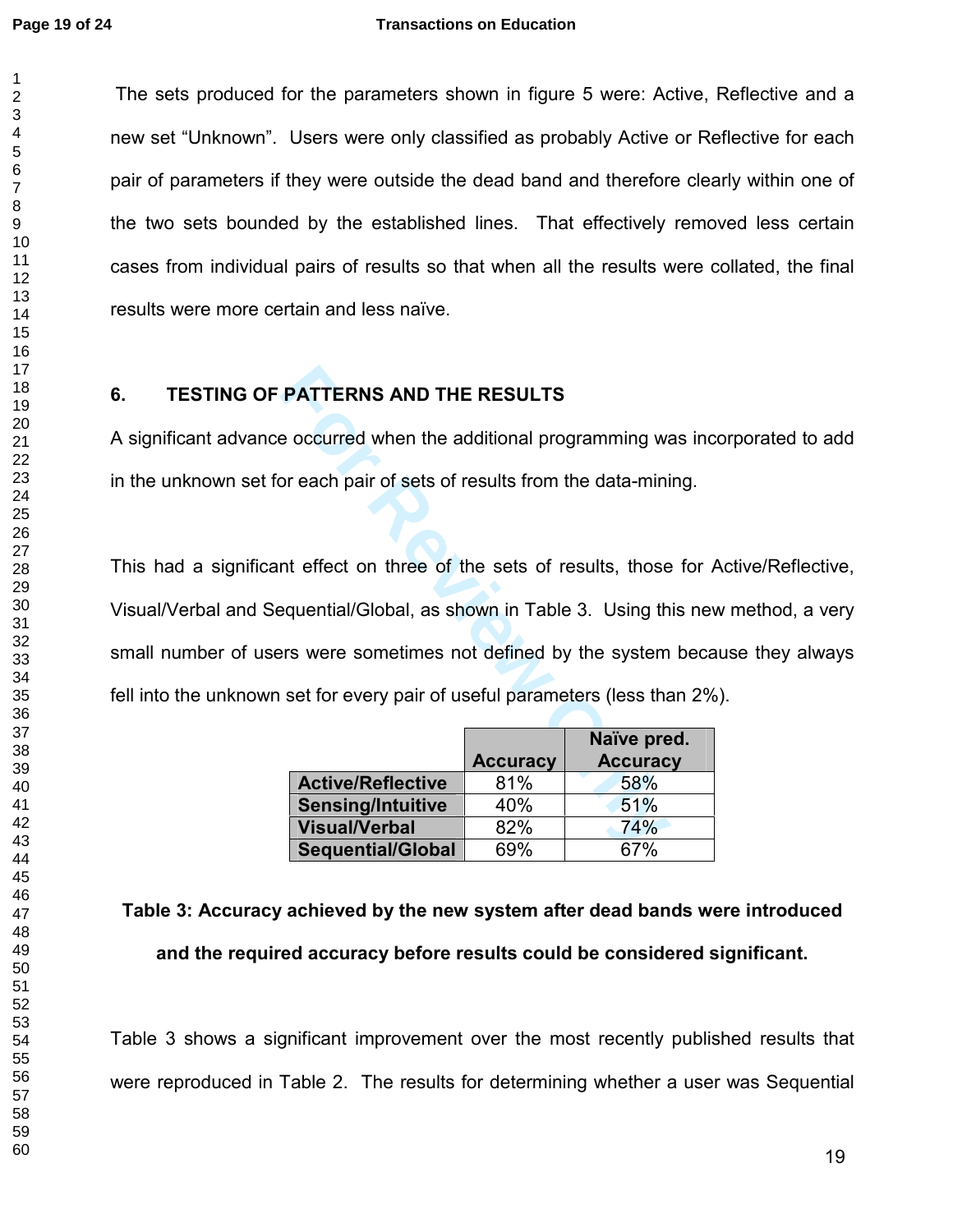The sets produced for the parameters shown in figure 5 were: Active, Reflective and a new set "Unknown". Users were only classified as probably Active or Reflective for each pair of parameters if they were outside the dead band and therefore clearly within one of the two sets bounded by the established lines. That effectively removed less certain cases from individual pairs of results so that when all the results were collated, the final results were more certain and less naïve.

## 6. TESTING OF PATTERNS AND THE RESULTS

A significant advance occurred when the additional programming was incorporated to add in the unknown set for each pair of sets of results from the data-mining.

This had a significant effect on three of the sets of results, those for Active/Reflective, Visual/Verbal and Sequential/Global, as shown in Table 3. Using this new method, a very small number of users were sometimes not defined by the system because they always fell into the unknown set for every pair of useful parameters (less than 2%).

| | Accuracy | Naïve pred. Accuracy |
|---|---|---|
| **Active/Reflective** | 81% | 58% |
| **Sensing/Intuitive** | 40% | 51% |
| **Visual/Verbal** | 82% | 74% |
| **Sequential/Global** | 69% | 67% |

**Table 3: Accuracy achieved by the new system after dead bands were introduced and the required accuracy before results could be considered significant.**

Table 3 shows a significant improvement over the most recently published results that were reproduced in Table 2. The results for determining whether a user was Sequential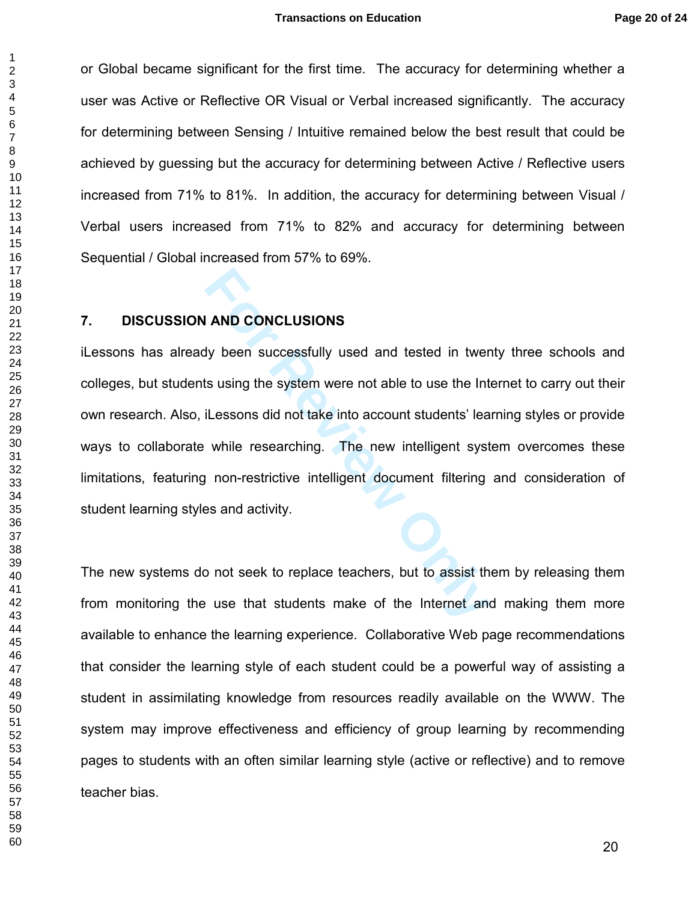or Global became significant for the first time. The accuracy for determining whether a user was Active or Reflective OR Visual or Verbal increased significantly. The accuracy for determining between Sensing / Intuitive remained below the best result that could be achieved by guessing but the accuracy for determining between Active / Reflective users increased from 71% to 81%. In addition, the accuracy for determining between Visual / Verbal users increased from 71% to 82% and accuracy for determining between Sequential / Global increased from 57% to 69%.

## 7. DISCUSSION AND CONCLUSIONS

iLessons has already been successfully used and tested in twenty three schools and colleges, but students using the system were not able to use the Internet to carry out their own research. Also, iLessons did not take into account students' learning styles or provide ways to collaborate while researching. The new intelligent system overcomes these limitations, featuring non-restrictive intelligent document filtering and consideration of student learning styles and activity.

The new systems do not seek to replace teachers, but to assist them by releasing them from monitoring the use that students make of the Internet and making them more available to enhance the learning experience. Collaborative Web page recommendations that consider the learning style of each student could be a powerful way of assisting a student in assimilating knowledge from resources readily available on the WWW. The system may improve effectiveness and efficiency of group learning by recommending pages to students with an often similar learning style (active or reflective) and to remove teacher bias.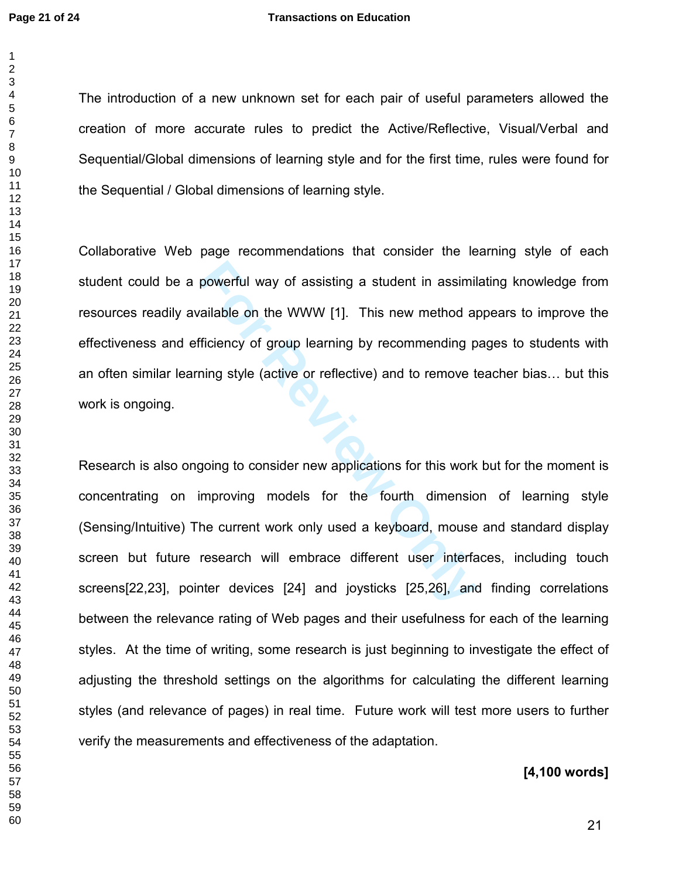The introduction of a new unknown set for each pair of useful parameters allowed the creation of more accurate rules to predict the Active/Reflective, Visual/Verbal and Sequential/Global dimensions of learning style and for the first time, rules were found for the Sequential / Global dimensions of learning style.

Collaborative Web page recommendations that consider the learning style of each student could be a powerful way of assisting a student in assimilating knowledge from resources readily available on the WWW [1]. This new method appears to improve the effectiveness and efficiency of group learning by recommending pages to students with an often similar learning style (active or reflective) and to remove teacher bias… but this work is ongoing.

Research is also ongoing to consider new applications for this work but for the moment is concentrating on improving models for the fourth dimension of learning style (Sensing/Intuitive) The current work only used a keyboard, mouse and standard display screen but future research will embrace different user interfaces, including touch screens[22,23], pointer devices [24] and joysticks [25,26], and finding correlations between the relevance rating of Web pages and their usefulness for each of the learning styles. At the time of writing, some research is just beginning to investigate the effect of adjusting the threshold settings on the algorithms for calculating the different learning styles (and relevance of pages) in real time. Future work will test more users to further verify the measurements and effectiveness of the adaptation.

**[4,100 words]**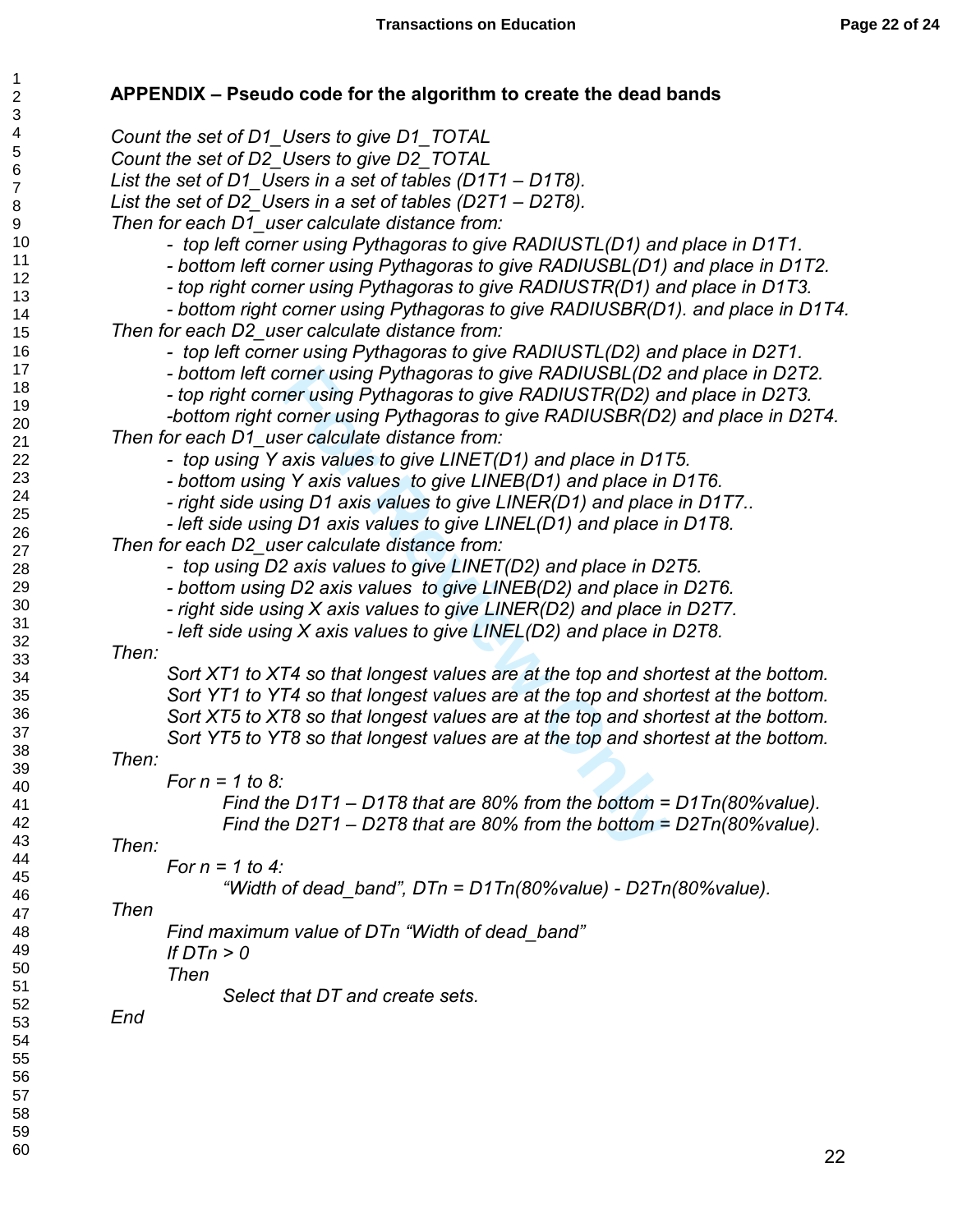## APPENDIX – Pseudo code for the algorithm to create the dead bands

*Count the set of D1_Users to give D1_TOTAL*
*Count the set of D2_Users to give D2_TOTAL*
*List the set of D1_Users in a set of tables (D1T1 – D1T8).*
*List the set of D2_Users in a set of tables (D2T1 – D2T8).*
*Then for each D1_user calculate distance from:*

- *top left corner using Pythagoras to give RADIUSTL(D1) and place in D1T1.*
- *bottom left corner using Pythagoras to give RADIUSBL(D1) and place in D1T2.*
- *top right corner using Pythagoras to give RADIUSTR(D1) and place in D1T3.*
- *bottom right corner using Pythagoras to give RADIUSBR(D1). and place in D1T4.*

*Then for each D2_user calculate distance from:*

- *top left corner using Pythagoras to give RADIUSTL(D2) and place in D2T1.*
- *bottom left corner using Pythagoras to give RADIUSBL(D2 and place in D2T2.*
- *top right corner using Pythagoras to give RADIUSTR(D2) and place in D2T3.*
- *bottom right corner using Pythagoras to give RADIUSBR(D2) and place in D2T4.*

*Then for each D1_user calculate distance from:*

- *top using Y axis values to give LINET(D1) and place in D1T5.*
- *bottom using Y axis values to give LINEB(D1) and place in D1T6.*
- *right side using D1 axis values to give LINER(D1) and place in D1T7..*
- *left side using D1 axis values to give LINEL(D1) and place in D1T8.*

*Then for each D2_user calculate distance from:*

- *top using D2 axis values to give LINET(D2) and place in D2T5.*
- *bottom using D2 axis values to give LINEB(D2) and place in D2T6.*
- *right side using X axis values to give LINER(D2) and place in D2T7.*
- *left side using X axis values to give LINEL(D2) and place in D2T8.*

*Then:*

*Sort XT1 to XT4 so that longest values are at the top and shortest at the bottom.*
*Sort YT1 to YT4 so that longest values are at the top and shortest at the bottom.*
*Sort XT5 to XT8 so that longest values are at the top and shortest at the bottom.*
*Sort YT5 to YT8 so that longest values are at the top and shortest at the bottom.*

*Then:*

*For n = 1 to 8:*

*Find the D1T1 – D1T8 that are 80% from the bottom = D1Tn(80%value).*
*Find the D2T1 – D2T8 that are 80% from the bottom = D2Tn(80%value).*

*Then:*

*For n = 1 to 4:*

*"Width of dead_band", DTn = D1Tn(80%value) - D2Tn(80%value).*

*Then*

*Find maximum value of DTn "Width of dead_band"*
*If DTn > 0*
*Then*

*Select that DT and create sets.*

*End*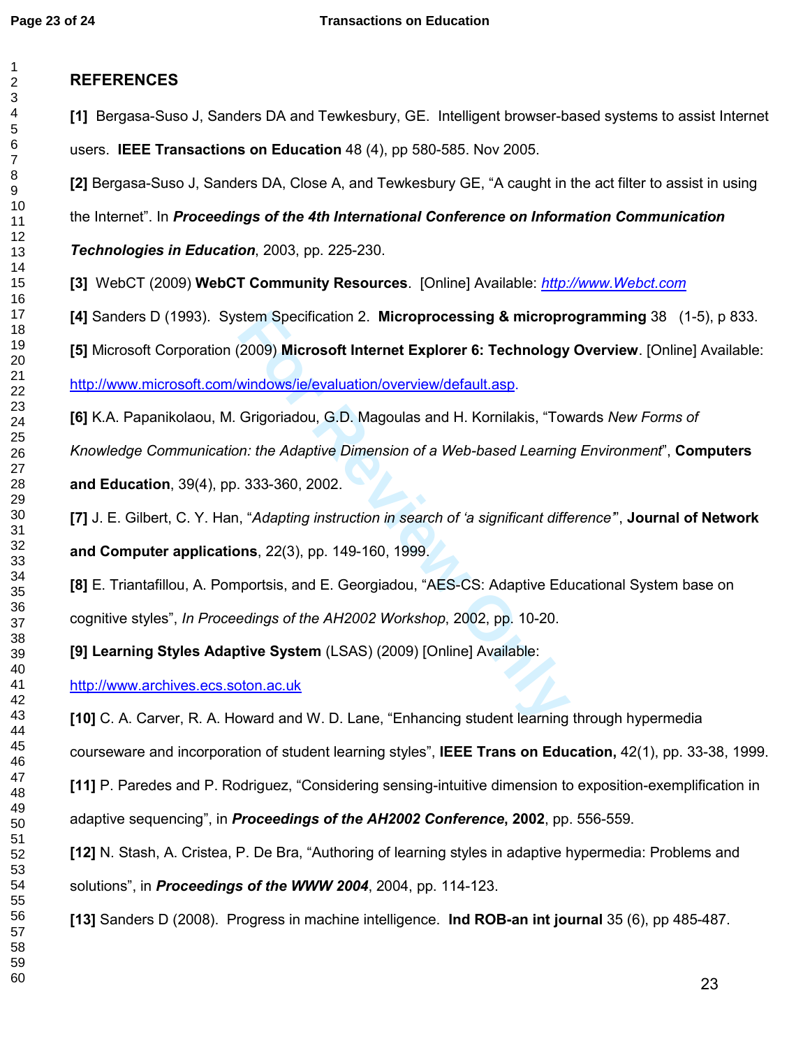## REFERENCES

**[1]** Bergasa-Suso J, Sanders DA and Tewkesbury, GE. Intelligent browser-based systems to assist Internet users. **IEEE Transactions on Education** 48 (4), pp 580-585. Nov 2005.

**[2]** Bergasa-Suso J, Sanders DA, Close A, and Tewkesbury GE, "A caught in the act filter to assist in using the Internet". In ***Proceedings of the 4th International Conference on Information Communication Technologies in Education***, 2003, pp. 225-230.

**[3]** WebCT (2009) **WebCT Community Resources**. [Online] Available: http://www.Webct.com

**[4]** Sanders D (1993). System Specification 2. **Microprocessing & microprogramming** 38 (1-5), p 833.

**[5]** Microsoft Corporation (2009) **Microsoft Internet Explorer 6: Technology Overview**. [Online] Available: http://www.microsoft.com/windows/ie/evaluation/overview/default.asp.

**[6]** K.A. Papanikolaou, M. Grigoriadou, G.D. Magoulas and H. Kornilakis, "Towards *New Forms of Knowledge Communication: the Adaptive Dimension of a Web-based Learning Environment*", **Computers and Education**, 39(4), pp. 333-360, 2002.

**[7]** J. E. Gilbert, C. Y. Han, "*Adapting instruction in search of 'a significant difference'*", **Journal of Network and Computer applications**, 22(3), pp. 149-160, 1999.

**[8]** E. Triantafillou, A. Pomportsis, and E. Georgiadou, "AES-CS: Adaptive Educational System base on cognitive styles", *In Proceedings of the AH2002 Workshop*, 2002, pp. 10-20.

**[9] Learning Styles Adaptive System** (LSAS) (2009) [Online] Available: http://www.archives.ecs.soton.ac.uk

**[10]** C. A. Carver, R. A. Howard and W. D. Lane, "Enhancing student learning through hypermedia courseware and incorporation of student learning styles", **IEEE Trans on Education,** 42(1), pp. 33-38, 1999.

**[11]** P. Paredes and P. Rodriguez, "Considering sensing-intuitive dimension to exposition-exemplification in adaptive sequencing", in ***Proceedings of the AH2002 Conference*, 2002**, pp. 556-559.

**[12]** N. Stash, A. Cristea, P. De Bra, "Authoring of learning styles in adaptive hypermedia: Problems and solutions", in ***Proceedings of the WWW 2004***, 2004, pp. 114-123.

**[13]** Sanders D (2008). Progress in machine intelligence. **Ind ROB-an int journal** 35 (6), pp 485-487.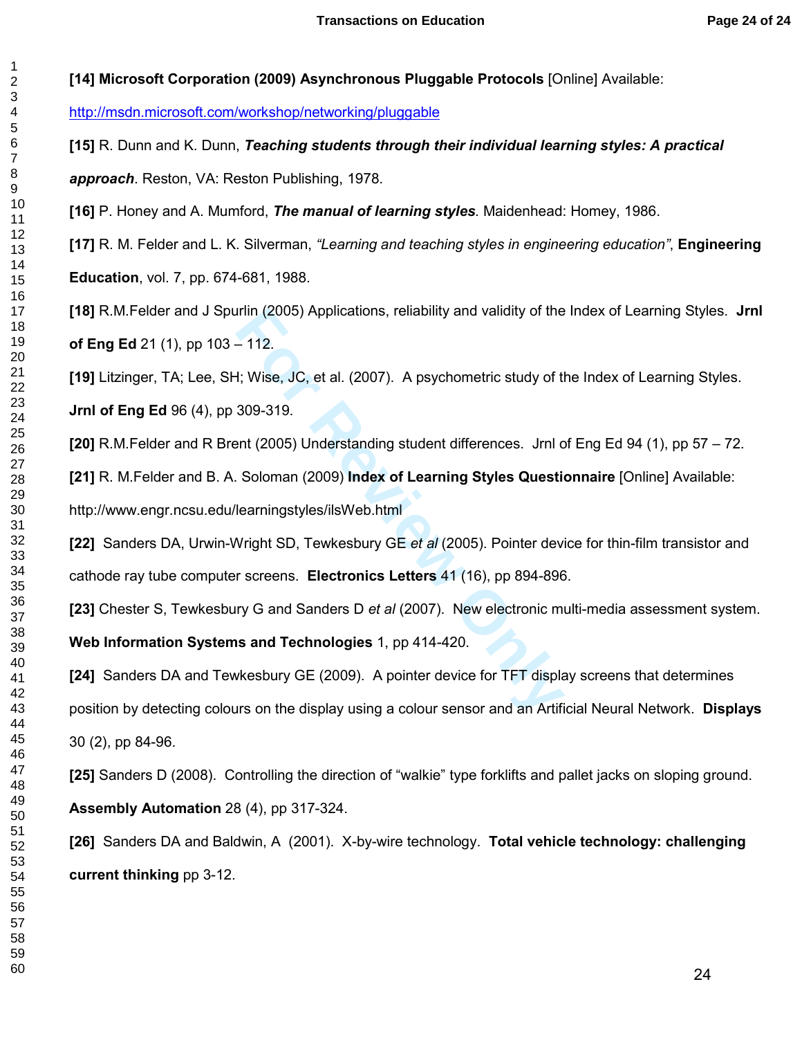**[14] Microsoft Corporation (2009) Asynchronous Pluggable Protocols** [Online] Available: http://msdn.microsoft.com/workshop/networking/pluggable

**[15]** R. Dunn and K. Dunn, ***Teaching students through their individual learning styles: A practical approach***. Reston, VA: Reston Publishing, 1978.

**[16]** P. Honey and A. Mumford, ***The manual of learning styles***. Maidenhead: Homey, 1986.

**[17]** R. M. Felder and L. K. Silverman, *"Learning and teaching styles in engineering education"*, **Engineering Education**, vol. 7, pp. 674-681, 1988.

**[18]** R.M.Felder and J Spurlin (2005) Applications, reliability and validity of the Index of Learning Styles. **Jrnl of Eng Ed** 21 (1), pp 103 – 112.

**[19]** Litzinger, TA; Lee, SH; Wise, JC, et al. (2007). A psychometric study of the Index of Learning Styles. **Jrnl of Eng Ed** 96 (4), pp 309-319.

**[20]** R.M.Felder and R Brent (2005) Understanding student differences. Jrnl of Eng Ed 94 (1), pp 57 – 72.

**[21]** R. M.Felder and B. A. Soloman (2009) **Index of Learning Styles Questionnaire** [Online] Available: http://www.engr.ncsu.edu/learningstyles/ilsWeb.html

**[22]** Sanders DA, Urwin-Wright SD, Tewkesbury GE *et al* (2005). Pointer device for thin-film transistor and cathode ray tube computer screens. **Electronics Letters** 41 (16), pp 894-896.

**[23]** Chester S, Tewkesbury G and Sanders D *et al* (2007). New electronic multi-media assessment system. **Web Information Systems and Technologies** 1, pp 414-420.

**[24]** Sanders DA and Tewkesbury GE (2009). A pointer device for TFT display screens that determines position by detecting colours on the display using a colour sensor and an Artificial Neural Network. **Displays** 30 (2), pp 84-96.

**[25]** Sanders D (2008). Controlling the direction of "walkie" type forklifts and pallet jacks on sloping ground. **Assembly Automation** 28 (4), pp 317-324.

**[26]** Sanders DA and Baldwin, A (2001). X-by-wire technology. **Total vehicle technology: challenging current thinking** pp 3-12.